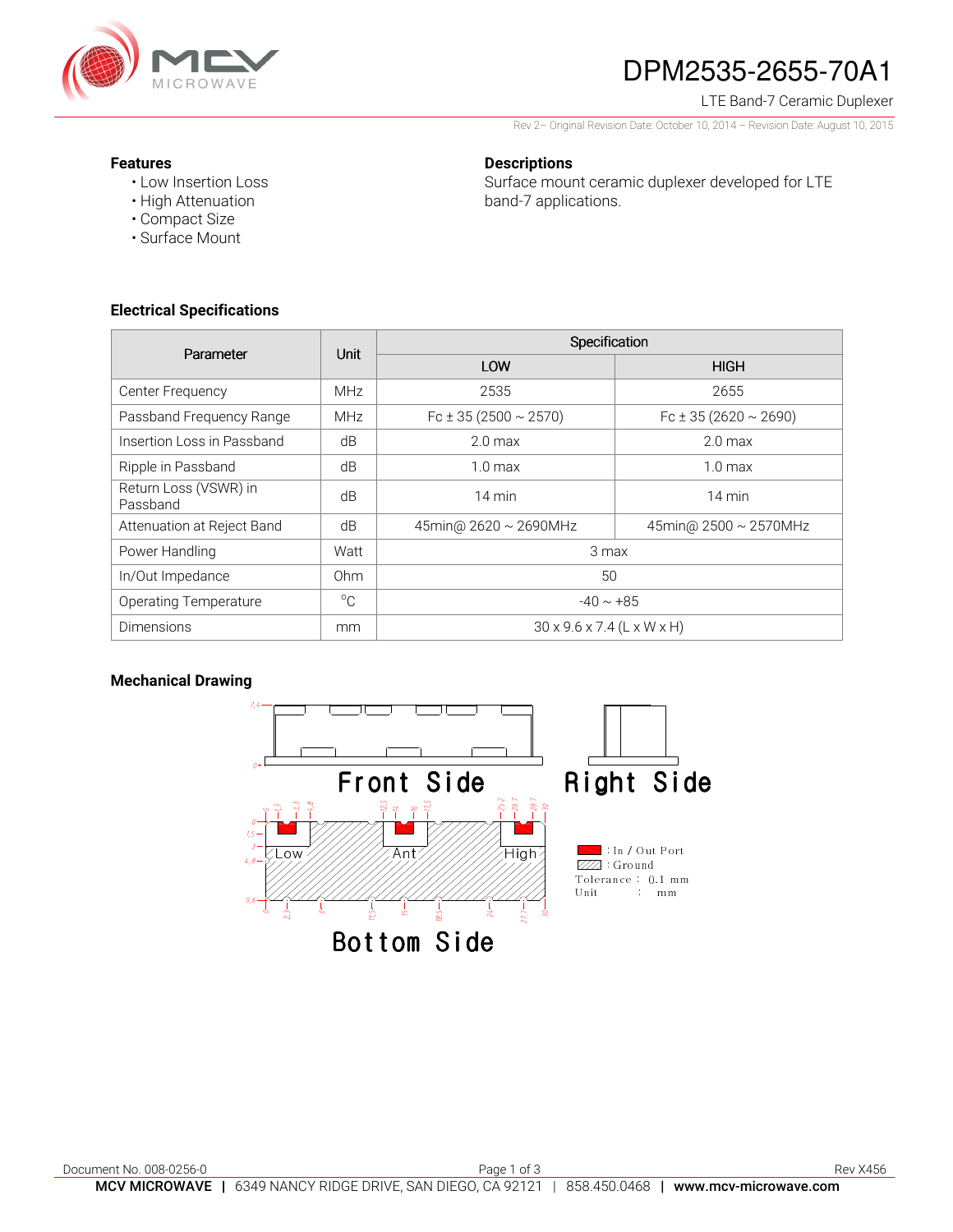# DPM2535-2655-70A1

LTE Band-7 Ceramic Duplexer

Rev 2– Original Revision Date: October 10, 2014 – Revision Date: August 10, 2015

**Features**

- Low Insertion Loss
- High Attenuation
- Compact Size
- Surface Mount

**Descriptions**

Surface mount ceramic duplexer developed for LTE band-7 applications.

## Electrical Specifications

| Parameter | Unit | Specification | |
|---|---|---|---|
| | | LOW | HIGH |
| Center Frequency | MHz | 2535 | 2655 |
| Passband Frequency Range | MHz | Fc ± 35 (2500 ~ 2570) | Fc ± 35 (2620 ~ 2690) |
| Insertion Loss in Passband | dB | 2.0 max | 2.0 max |
| Ripple in Passband | dB | 1.0 max | 1.0 max |
| Return Loss (VSWR) in Passband | dB | 14 min | 14 min |
| Attenuation at Reject Band | dB | 45min@ 2620 ~ 2690MHz | 45min@ 2500 ~ 2570MHz |
| Power Handling | Watt | 3 max | |
| In/Out Impedance | Ohm | 50 | |
| Operating Temperature | °C | -40 ~ +85 | |
| Dimensions | mm | 30 x 9.6 x 7.4 (L x W x H) | |

## Mechanical Drawing

Front Side

Right Side

Bottom Side

Low   Ant   High

: In / Out Port
: Ground
Tolerance : 0.1 mm
Unit : mm

Document No. 008-0256-0

Rev X456

**MCV MICROWAVE** | 6349 NANCY RIDGE DRIVE, SAN DIEGO, CA 92121 | 858.450.0468 | **www.mcv-microwave.com**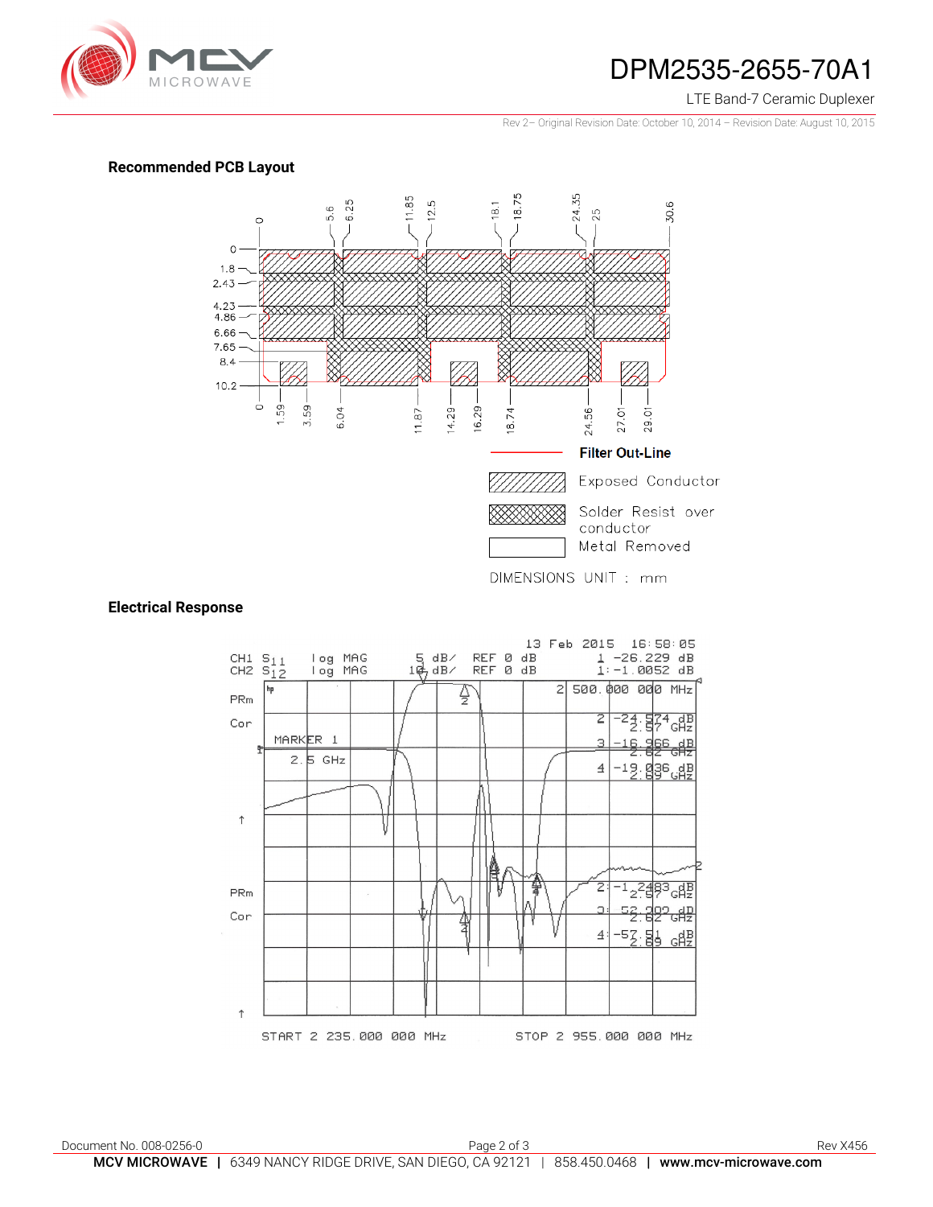## Recommended PCB Layout

Filter Out-Line

Exposed Conductor

Solder Resist over conductor

Metal Removed

DIMENSIONS UNIT : mm

## Electrical Response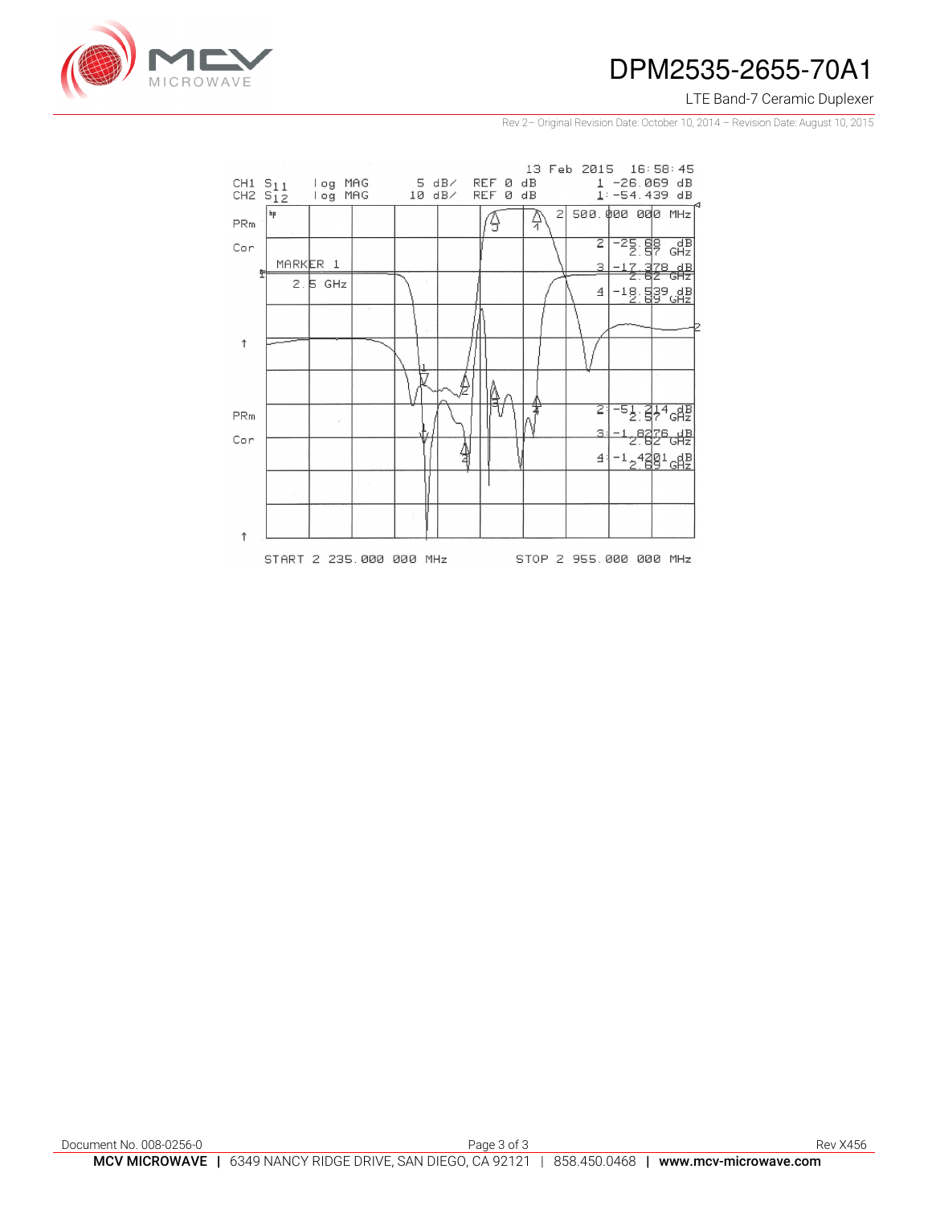13 Feb 2015 16:58:45

CH1 $S_{11}$ log MAG 5 dB/ REF 0 dB 1 -26.069 dB

CH2 $S_{12}$ log MAG 10 dB/ REF 0 dB 1: -54.439 dB

PRm

Cor

2 500.000 000 MHz

MARKER 1

2.5 GHz

2 -25.68 dB 2.57 GHz

3 -17.378 dB 2.62 GHz

4 -18.539 dB 2.69 GHz

PRm

Cor

2: -51.214 dB 2.57 GHz

3: -1.8276 dB 2.62 GHz

4: -1.4201 dB 2.69 GHz

START 2 235.000 000 MHz STOP 2 955.000 000 MHz